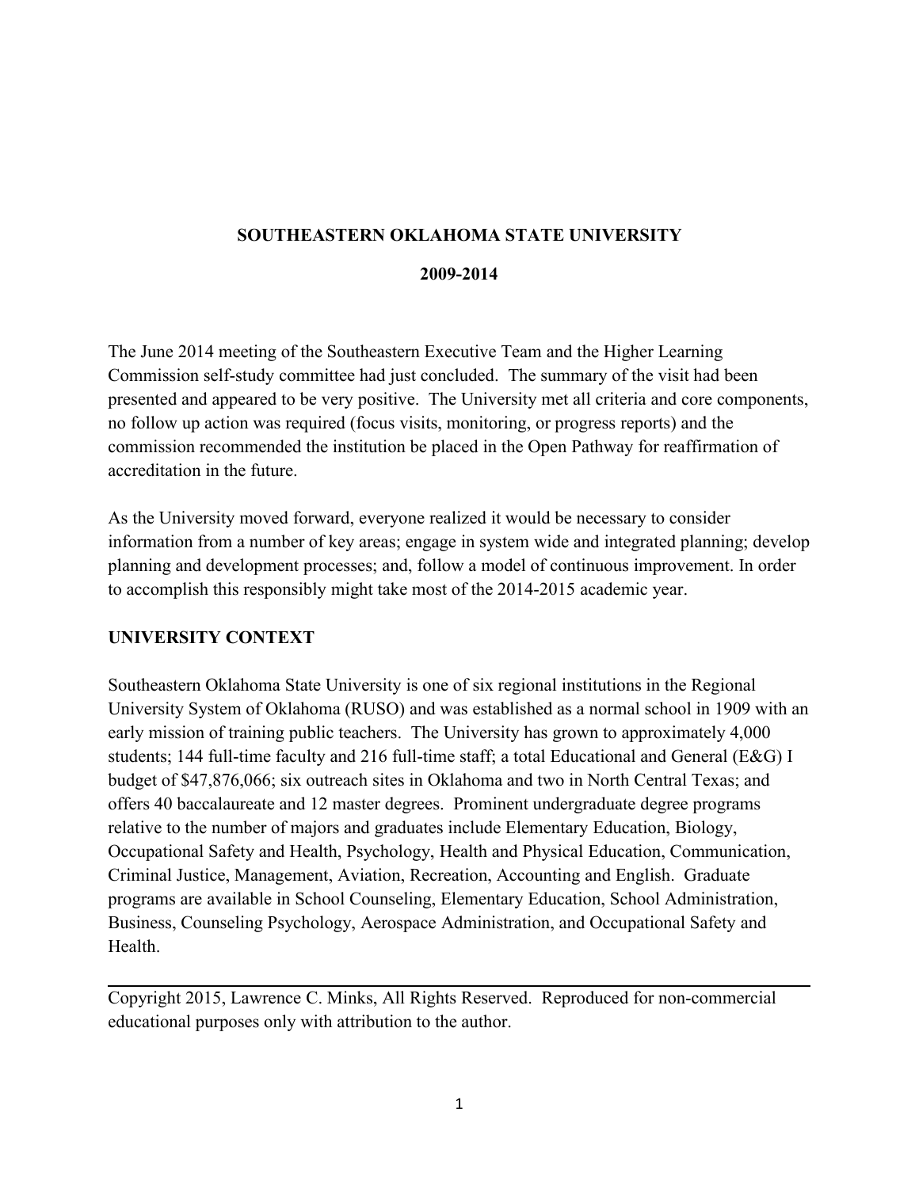**SOUTHEASTERN OKLAHOMA STATE UNIVERSITY**

**2009-2014**

The June 2014 meeting of the Southeastern Executive Team and the Higher Learning Commission self-study committee had just concluded. The summary of the visit had been presented and appeared to be very positive. The University met all criteria and core components, no follow up action was required (focus visits, monitoring, or progress reports) and the commission recommended the institution be placed in the Open Pathway for reaffirmation of accreditation in the future.

As the University moved forward, everyone realized it would be necessary to consider information from a number of key areas; engage in system wide and integrated planning; develop planning and development processes; and, follow a model of continuous improvement. In order to accomplish this responsibly might take most of the 2014-2015 academic year.

**UNIVERSITY CONTEXT**

Southeastern Oklahoma State University is one of six regional institutions in the Regional University System of Oklahoma (RUSO) and was established as a normal school in 1909 with an early mission of training public teachers. The University has grown to approximately 4,000 students; 144 full-time faculty and 216 full-time staff; a total Educational and General (E&G) I budget of $47,876,066; six outreach sites in Oklahoma and two in North Central Texas; and offers 40 baccalaureate and 12 master degrees. Prominent undergraduate degree programs relative to the number of majors and graduates include Elementary Education, Biology, Occupational Safety and Health, Psychology, Health and Physical Education, Communication, Criminal Justice, Management, Aviation, Recreation, Accounting and English. Graduate programs are available in School Counseling, Elementary Education, School Administration, Business, Counseling Psychology, Aerospace Administration, and Occupational Safety and Health.

---

Copyright 2015, Lawrence C. Minks, All Rights Reserved. Reproduced for non-commercial educational purposes only with attribution to the author.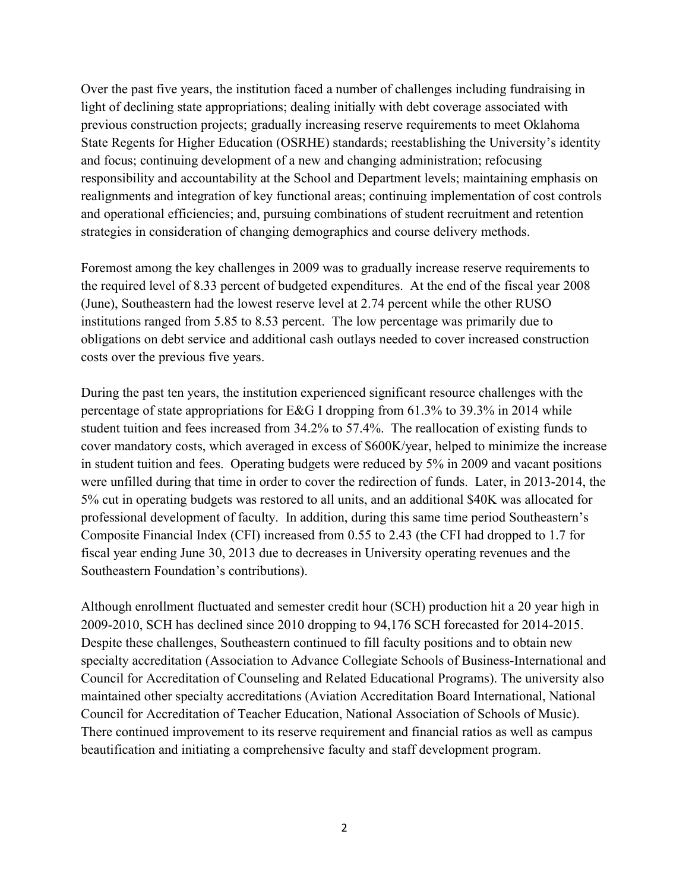Over the past five years, the institution faced a number of challenges including fundraising in light of declining state appropriations; dealing initially with debt coverage associated with previous construction projects; gradually increasing reserve requirements to meet Oklahoma State Regents for Higher Education (OSRHE) standards; reestablishing the University's identity and focus; continuing development of a new and changing administration; refocusing responsibility and accountability at the School and Department levels; maintaining emphasis on realignments and integration of key functional areas; continuing implementation of cost controls and operational efficiencies; and, pursuing combinations of student recruitment and retention strategies in consideration of changing demographics and course delivery methods.

Foremost among the key challenges in 2009 was to gradually increase reserve requirements to the required level of 8.33 percent of budgeted expenditures. At the end of the fiscal year 2008 (June), Southeastern had the lowest reserve level at 2.74 percent while the other RUSO institutions ranged from 5.85 to 8.53 percent. The low percentage was primarily due to obligations on debt service and additional cash outlays needed to cover increased construction costs over the previous five years.

During the past ten years, the institution experienced significant resource challenges with the percentage of state appropriations for E&G I dropping from 61.3% to 39.3% in 2014 while student tuition and fees increased from 34.2% to 57.4%. The reallocation of existing funds to cover mandatory costs, which averaged in excess of $600K/year, helped to minimize the increase in student tuition and fees. Operating budgets were reduced by 5% in 2009 and vacant positions were unfilled during that time in order to cover the redirection of funds. Later, in 2013-2014, the 5% cut in operating budgets was restored to all units, and an additional $40K was allocated for professional development of faculty. In addition, during this same time period Southeastern's Composite Financial Index (CFI) increased from 0.55 to 2.43 (the CFI had dropped to 1.7 for fiscal year ending June 30, 2013 due to decreases in University operating revenues and the Southeastern Foundation's contributions).

Although enrollment fluctuated and semester credit hour (SCH) production hit a 20 year high in 2009-2010, SCH has declined since 2010 dropping to 94,176 SCH forecasted for 2014-2015. Despite these challenges, Southeastern continued to fill faculty positions and to obtain new specialty accreditation (Association to Advance Collegiate Schools of Business-International and Council for Accreditation of Counseling and Related Educational Programs). The university also maintained other specialty accreditations (Aviation Accreditation Board International, National Council for Accreditation of Teacher Education, National Association of Schools of Music). There continued improvement to its reserve requirement and financial ratios as well as campus beautification and initiating a comprehensive faculty and staff development program.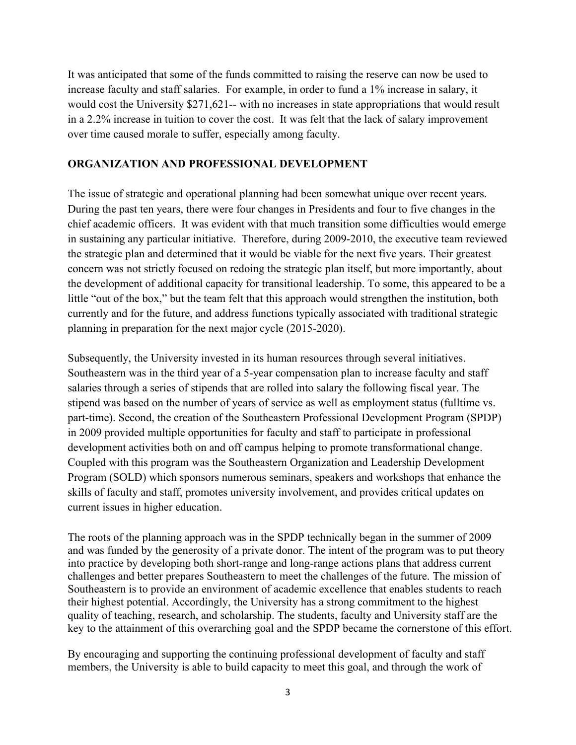It was anticipated that some of the funds committed to raising the reserve can now be used to increase faculty and staff salaries. For example, in order to fund a 1% increase in salary, it would cost the University $271,621-- with no increases in state appropriations that would result in a 2.2% increase in tuition to cover the cost. It was felt that the lack of salary improvement over time caused morale to suffer, especially among faculty.

## ORGANIZATION AND PROFESSIONAL DEVELOPMENT

The issue of strategic and operational planning had been somewhat unique over recent years. During the past ten years, there were four changes in Presidents and four to five changes in the chief academic officers. It was evident with that much transition some difficulties would emerge in sustaining any particular initiative. Therefore, during 2009-2010, the executive team reviewed the strategic plan and determined that it would be viable for the next five years. Their greatest concern was not strictly focused on redoing the strategic plan itself, but more importantly, about the development of additional capacity for transitional leadership. To some, this appeared to be a little "out of the box," but the team felt that this approach would strengthen the institution, both currently and for the future, and address functions typically associated with traditional strategic planning in preparation for the next major cycle (2015-2020).

Subsequently, the University invested in its human resources through several initiatives. Southeastern was in the third year of a 5-year compensation plan to increase faculty and staff salaries through a series of stipends that are rolled into salary the following fiscal year. The stipend was based on the number of years of service as well as employment status (fulltime vs. part-time). Second, the creation of the Southeastern Professional Development Program (SPDP) in 2009 provided multiple opportunities for faculty and staff to participate in professional development activities both on and off campus helping to promote transformational change. Coupled with this program was the Southeastern Organization and Leadership Development Program (SOLD) which sponsors numerous seminars, speakers and workshops that enhance the skills of faculty and staff, promotes university involvement, and provides critical updates on current issues in higher education.

The roots of the planning approach was in the SPDP technically began in the summer of 2009 and was funded by the generosity of a private donor. The intent of the program was to put theory into practice by developing both short-range and long-range actions plans that address current challenges and better prepares Southeastern to meet the challenges of the future. The mission of Southeastern is to provide an environment of academic excellence that enables students to reach their highest potential. Accordingly, the University has a strong commitment to the highest quality of teaching, research, and scholarship. The students, faculty and University staff are the key to the attainment of this overarching goal and the SPDP became the cornerstone of this effort.

By encouraging and supporting the continuing professional development of faculty and staff members, the University is able to build capacity to meet this goal, and through the work of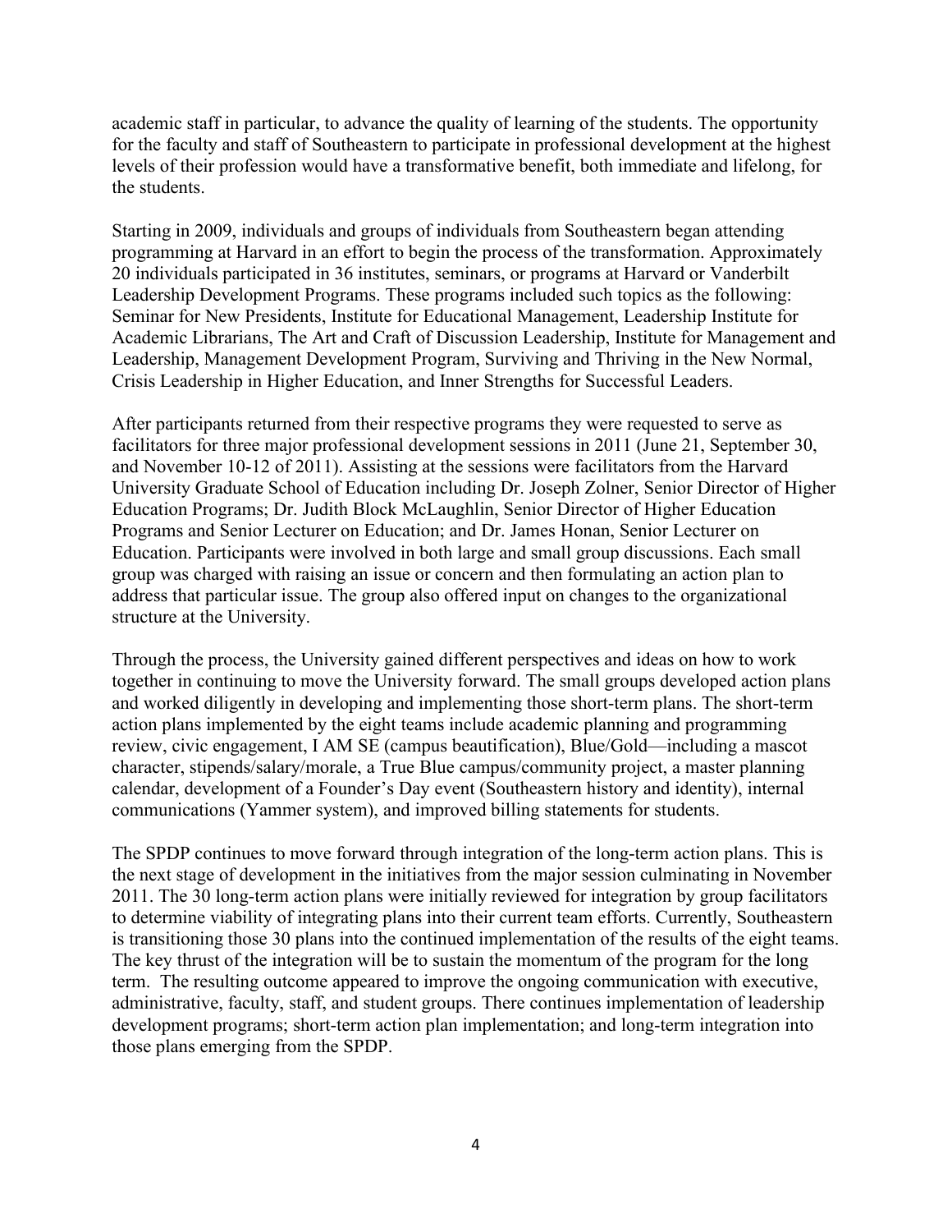academic staff in particular, to advance the quality of learning of the students. The opportunity for the faculty and staff of Southeastern to participate in professional development at the highest levels of their profession would have a transformative benefit, both immediate and lifelong, for the students.

Starting in 2009, individuals and groups of individuals from Southeastern began attending programming at Harvard in an effort to begin the process of the transformation. Approximately 20 individuals participated in 36 institutes, seminars, or programs at Harvard or Vanderbilt Leadership Development Programs. These programs included such topics as the following: Seminar for New Presidents, Institute for Educational Management, Leadership Institute for Academic Librarians, The Art and Craft of Discussion Leadership, Institute for Management and Leadership, Management Development Program, Surviving and Thriving in the New Normal, Crisis Leadership in Higher Education, and Inner Strengths for Successful Leaders.

After participants returned from their respective programs they were requested to serve as facilitators for three major professional development sessions in 2011 (June 21, September 30, and November 10-12 of 2011). Assisting at the sessions were facilitators from the Harvard University Graduate School of Education including Dr. Joseph Zolner, Senior Director of Higher Education Programs; Dr. Judith Block McLaughlin, Senior Director of Higher Education Programs and Senior Lecturer on Education; and Dr. James Honan, Senior Lecturer on Education. Participants were involved in both large and small group discussions. Each small group was charged with raising an issue or concern and then formulating an action plan to address that particular issue. The group also offered input on changes to the organizational structure at the University.

Through the process, the University gained different perspectives and ideas on how to work together in continuing to move the University forward. The small groups developed action plans and worked diligently in developing and implementing those short-term plans. The short-term action plans implemented by the eight teams include academic planning and programming review, civic engagement, I AM SE (campus beautification), Blue/Gold—including a mascot character, stipends/salary/morale, a True Blue campus/community project, a master planning calendar, development of a Founder's Day event (Southeastern history and identity), internal communications (Yammer system), and improved billing statements for students.

The SPDP continues to move forward through integration of the long-term action plans. This is the next stage of development in the initiatives from the major session culminating in November 2011. The 30 long-term action plans were initially reviewed for integration by group facilitators to determine viability of integrating plans into their current team efforts. Currently, Southeastern is transitioning those 30 plans into the continued implementation of the results of the eight teams. The key thrust of the integration will be to sustain the momentum of the program for the long term. The resulting outcome appeared to improve the ongoing communication with executive, administrative, faculty, staff, and student groups. There continues implementation of leadership development programs; short-term action plan implementation; and long-term integration into those plans emerging from the SPDP.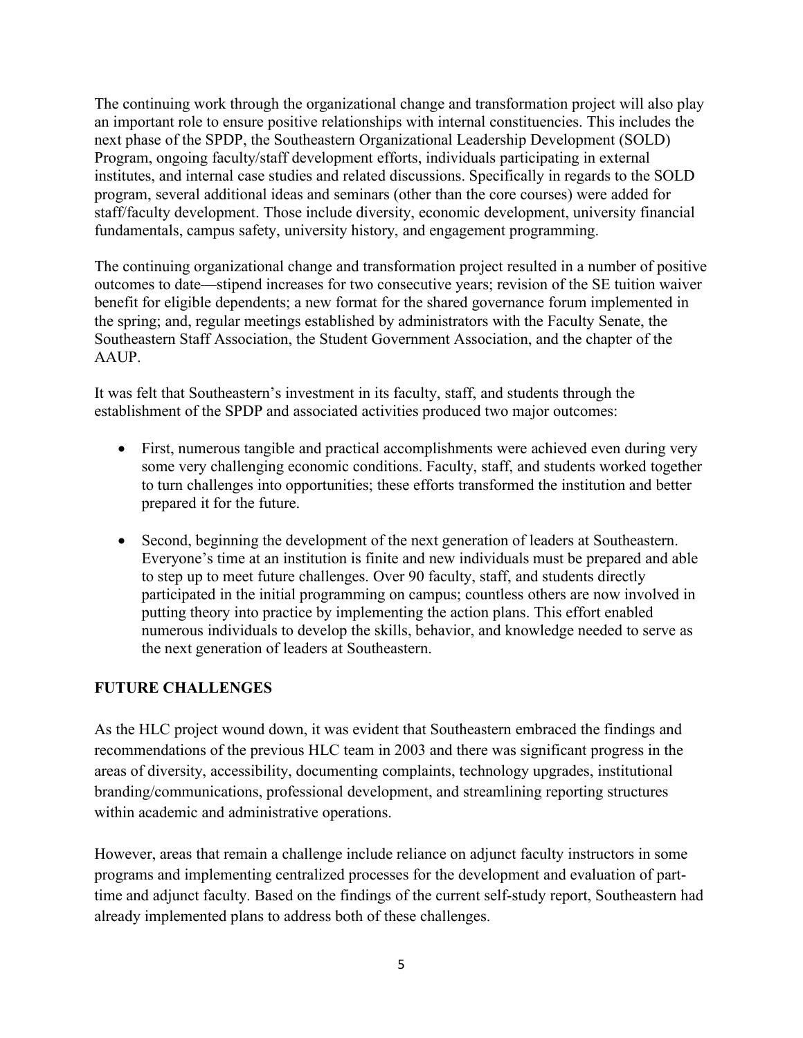The continuing work through the organizational change and transformation project will also play an important role to ensure positive relationships with internal constituencies. This includes the next phase of the SPDP, the Southeastern Organizational Leadership Development (SOLD) Program, ongoing faculty/staff development efforts, individuals participating in external institutes, and internal case studies and related discussions. Specifically in regards to the SOLD program, several additional ideas and seminars (other than the core courses) were added for staff/faculty development. Those include diversity, economic development, university financial fundamentals, campus safety, university history, and engagement programming.

The continuing organizational change and transformation project resulted in a number of positive outcomes to date—stipend increases for two consecutive years; revision of the SE tuition waiver benefit for eligible dependents; a new format for the shared governance forum implemented in the spring; and, regular meetings established by administrators with the Faculty Senate, the Southeastern Staff Association, the Student Government Association, and the chapter of the AAUP.

It was felt that Southeastern's investment in its faculty, staff, and students through the establishment of the SPDP and associated activities produced two major outcomes:

- First, numerous tangible and practical accomplishments were achieved even during very some very challenging economic conditions. Faculty, staff, and students worked together to turn challenges into opportunities; these efforts transformed the institution and better prepared it for the future.
- Second, beginning the development of the next generation of leaders at Southeastern. Everyone's time at an institution is finite and new individuals must be prepared and able to step up to meet future challenges. Over 90 faculty, staff, and students directly participated in the initial programming on campus; countless others are now involved in putting theory into practice by implementing the action plans. This effort enabled numerous individuals to develop the skills, behavior, and knowledge needed to serve as the next generation of leaders at Southeastern.

## FUTURE CHALLENGES

As the HLC project wound down, it was evident that Southeastern embraced the findings and recommendations of the previous HLC team in 2003 and there was significant progress in the areas of diversity, accessibility, documenting complaints, technology upgrades, institutional branding/communications, professional development, and streamlining reporting structures within academic and administrative operations.

However, areas that remain a challenge include reliance on adjunct faculty instructors in some programs and implementing centralized processes for the development and evaluation of part-time and adjunct faculty. Based on the findings of the current self-study report, Southeastern had already implemented plans to address both of these challenges.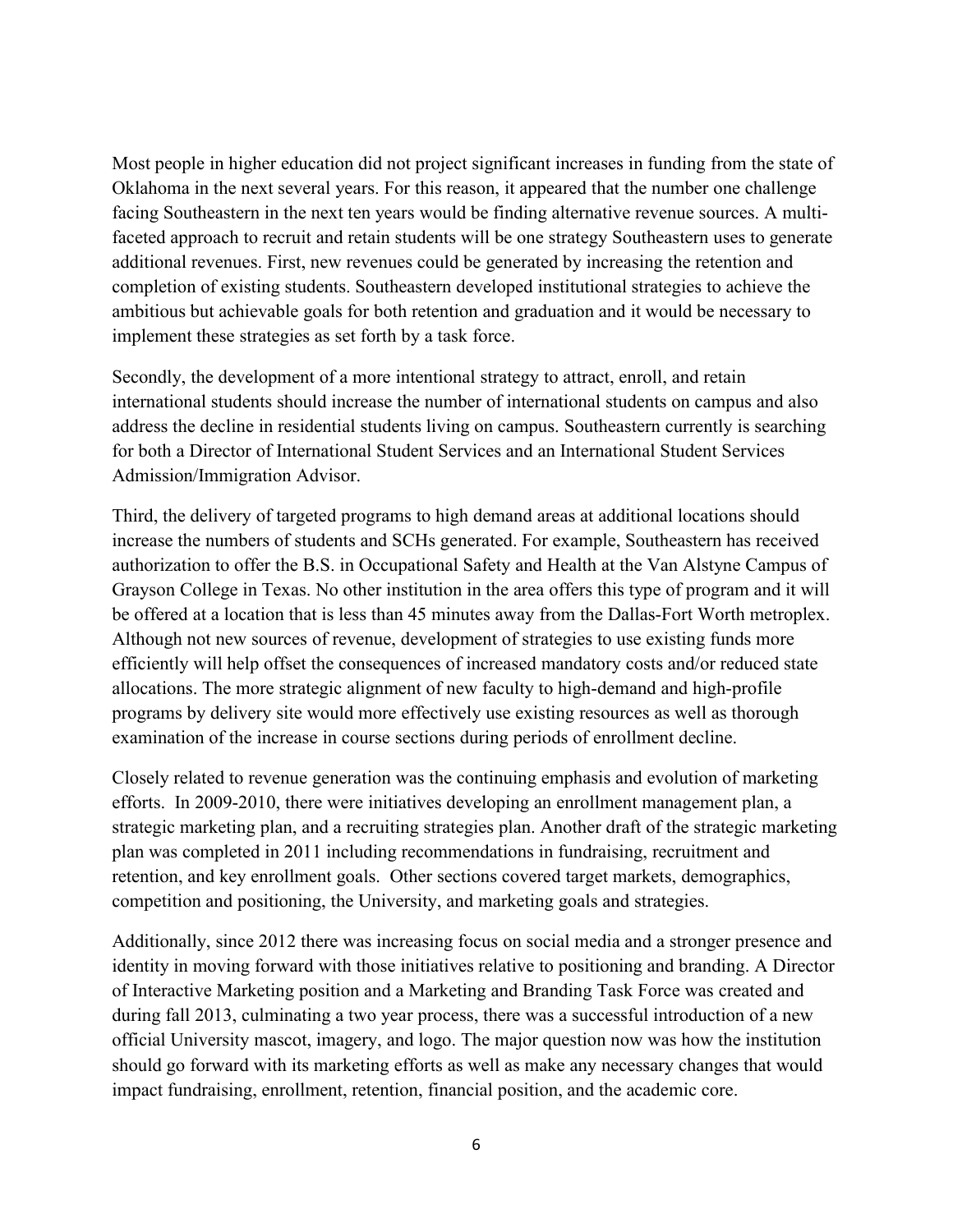Most people in higher education did not project significant increases in funding from the state of Oklahoma in the next several years. For this reason, it appeared that the number one challenge facing Southeastern in the next ten years would be finding alternative revenue sources. A multi-faceted approach to recruit and retain students will be one strategy Southeastern uses to generate additional revenues. First, new revenues could be generated by increasing the retention and completion of existing students. Southeastern developed institutional strategies to achieve the ambitious but achievable goals for both retention and graduation and it would be necessary to implement these strategies as set forth by a task force.

Secondly, the development of a more intentional strategy to attract, enroll, and retain international students should increase the number of international students on campus and also address the decline in residential students living on campus. Southeastern currently is searching for both a Director of International Student Services and an International Student Services Admission/Immigration Advisor.

Third, the delivery of targeted programs to high demand areas at additional locations should increase the numbers of students and SCHs generated. For example, Southeastern has received authorization to offer the B.S. in Occupational Safety and Health at the Van Alstyne Campus of Grayson College in Texas. No other institution in the area offers this type of program and it will be offered at a location that is less than 45 minutes away from the Dallas-Fort Worth metroplex. Although not new sources of revenue, development of strategies to use existing funds more efficiently will help offset the consequences of increased mandatory costs and/or reduced state allocations. The more strategic alignment of new faculty to high-demand and high-profile programs by delivery site would more effectively use existing resources as well as thorough examination of the increase in course sections during periods of enrollment decline.

Closely related to revenue generation was the continuing emphasis and evolution of marketing efforts. In 2009-2010, there were initiatives developing an enrollment management plan, a strategic marketing plan, and a recruiting strategies plan. Another draft of the strategic marketing plan was completed in 2011 including recommendations in fundraising, recruitment and retention, and key enrollment goals. Other sections covered target markets, demographics, competition and positioning, the University, and marketing goals and strategies.

Additionally, since 2012 there was increasing focus on social media and a stronger presence and identity in moving forward with those initiatives relative to positioning and branding. A Director of Interactive Marketing position and a Marketing and Branding Task Force was created and during fall 2013, culminating a two year process, there was a successful introduction of a new official University mascot, imagery, and logo. The major question now was how the institution should go forward with its marketing efforts as well as make any necessary changes that would impact fundraising, enrollment, retention, financial position, and the academic core.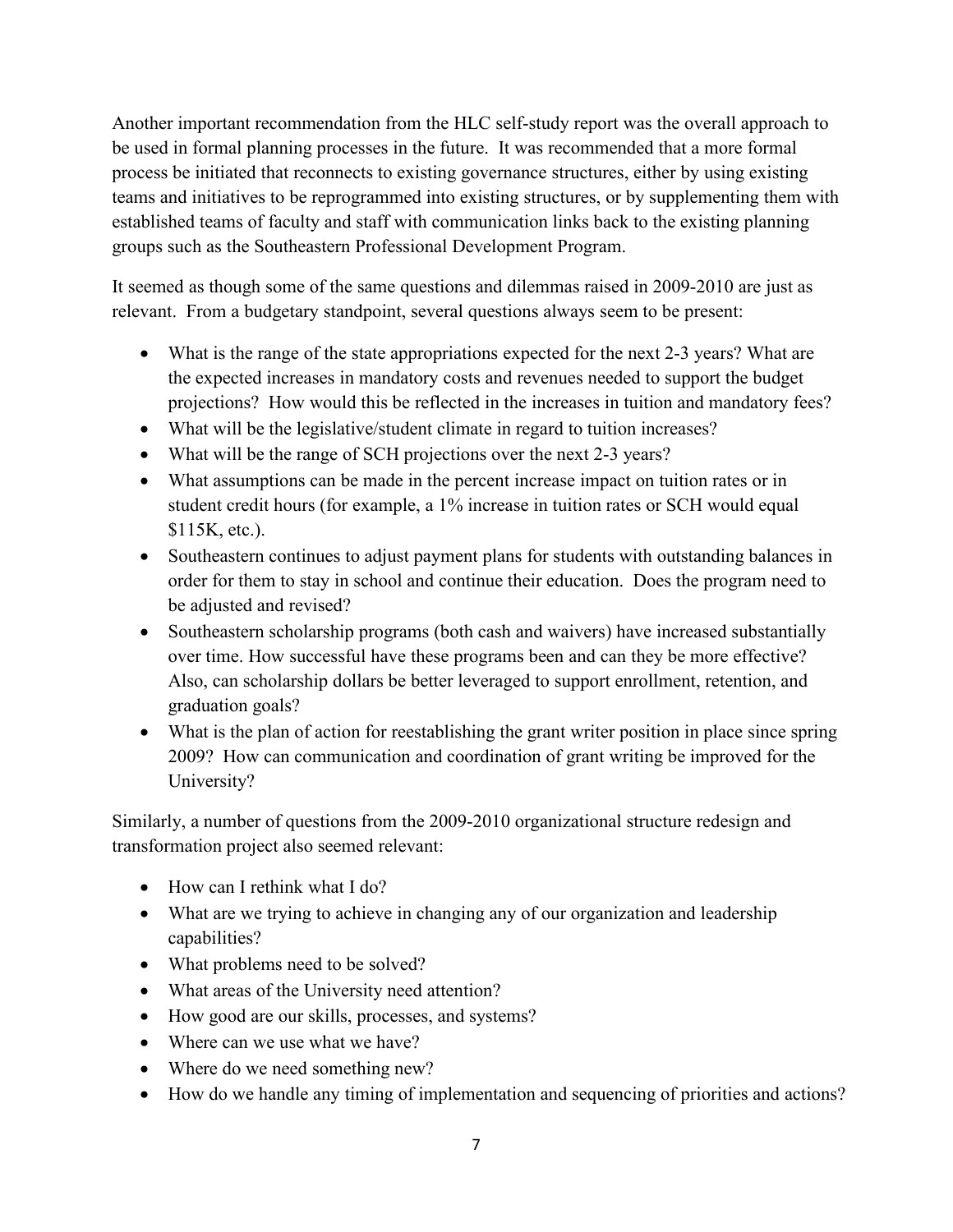Another important recommendation from the HLC self-study report was the overall approach to be used in formal planning processes in the future. It was recommended that a more formal process be initiated that reconnects to existing governance structures, either by using existing teams and initiatives to be reprogrammed into existing structures, or by supplementing them with established teams of faculty and staff with communication links back to the existing planning groups such as the Southeastern Professional Development Program.

It seemed as though some of the same questions and dilemmas raised in 2009-2010 are just as relevant. From a budgetary standpoint, several questions always seem to be present:

- What is the range of the state appropriations expected for the next 2-3 years? What are the expected increases in mandatory costs and revenues needed to support the budget projections? How would this be reflected in the increases in tuition and mandatory fees?
- What will be the legislative/student climate in regard to tuition increases?
- What will be the range of SCH projections over the next 2-3 years?
- What assumptions can be made in the percent increase impact on tuition rates or in student credit hours (for example, a 1% increase in tuition rates or SCH would equal $115K, etc.).
- Southeastern continues to adjust payment plans for students with outstanding balances in order for them to stay in school and continue their education. Does the program need to be adjusted and revised?
- Southeastern scholarship programs (both cash and waivers) have increased substantially over time. How successful have these programs been and can they be more effective? Also, can scholarship dollars be better leveraged to support enrollment, retention, and graduation goals?
- What is the plan of action for reestablishing the grant writer position in place since spring 2009? How can communication and coordination of grant writing be improved for the University?

Similarly, a number of questions from the 2009-2010 organizational structure redesign and transformation project also seemed relevant:

- How can I rethink what I do?
- What are we trying to achieve in changing any of our organization and leadership capabilities?
- What problems need to be solved?
- What areas of the University need attention?
- How good are our skills, processes, and systems?
- Where can we use what we have?
- Where do we need something new?
- How do we handle any timing of implementation and sequencing of priorities and actions?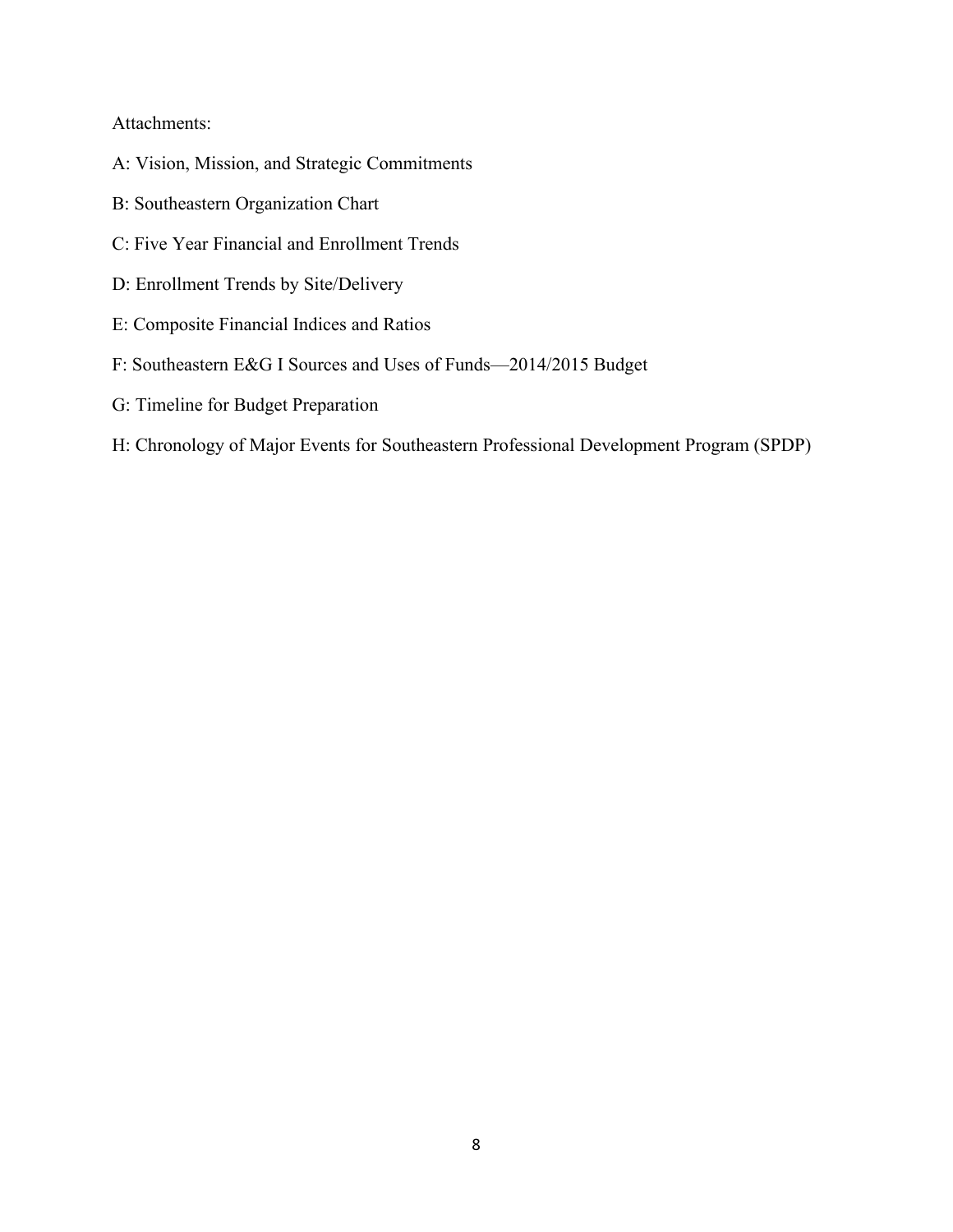Attachments:

A: Vision, Mission, and Strategic Commitments

B: Southeastern Organization Chart

C: Five Year Financial and Enrollment Trends

D: Enrollment Trends by Site/Delivery

E: Composite Financial Indices and Ratios

F: Southeastern E&G I Sources and Uses of Funds—2014/2015 Budget

G: Timeline for Budget Preparation

H: Chronology of Major Events for Southeastern Professional Development Program (SPDP)